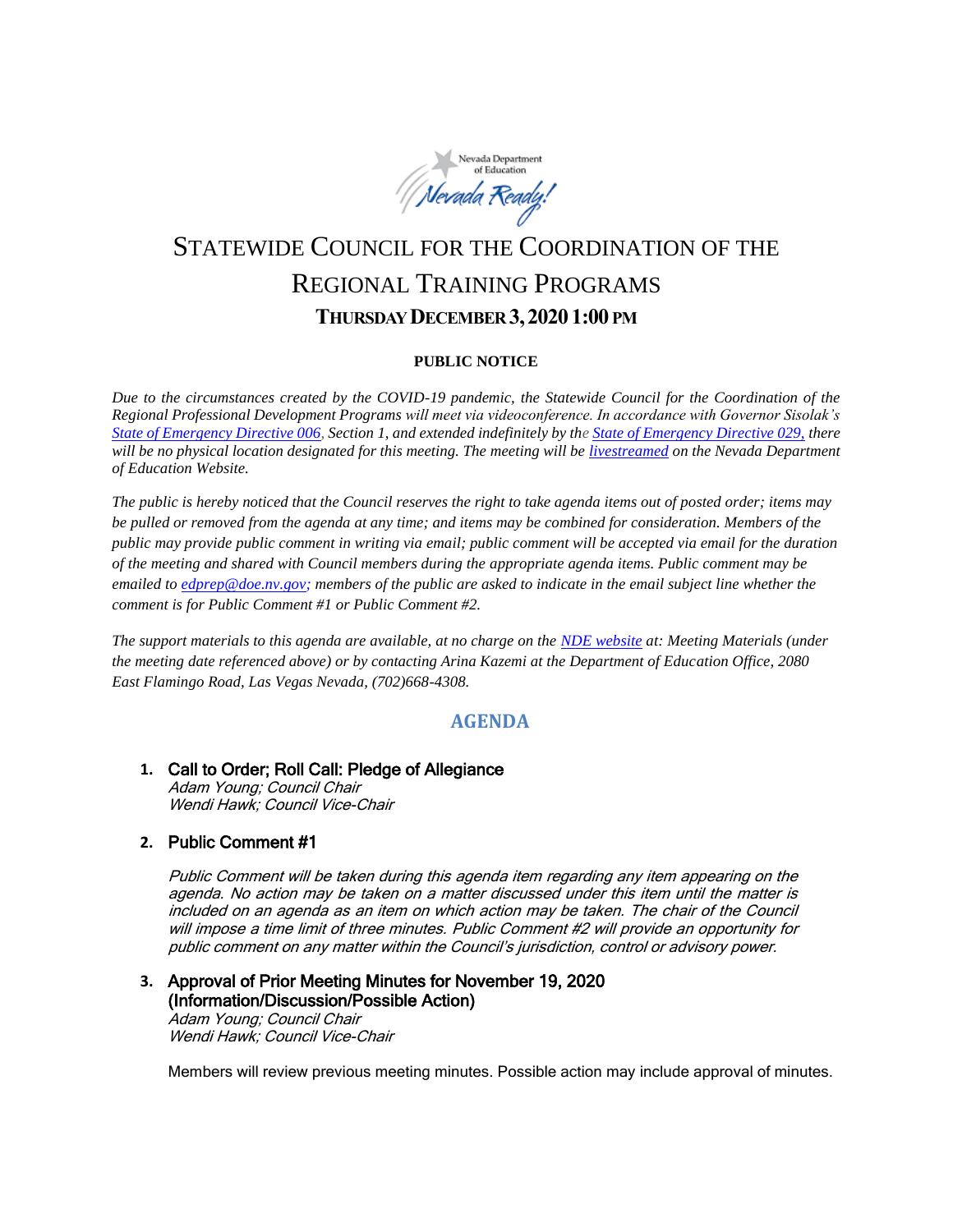# STATEWIDE COUNCIL FOR THE COORDINATION OF THE REGIONAL TRAINING PROGRAMS

## THURSDAY DECEMBER 3, 2020 1:00 PM

**PUBLIC NOTICE**

*Due to the circumstances created by the COVID-19 pandemic, the Statewide Council for the Coordination of the Regional Professional Development Programs will meet via videoconference. In accordance with Governor Sisolak's State of Emergency Directive 006, Section 1, and extended indefinitely by the State of Emergency Directive 029, there will be no physical location designated for this meeting. The meeting will be livestreamed on the Nevada Department of Education Website.*

*The public is hereby noticed that the Council reserves the right to take agenda items out of posted order; items may be pulled or removed from the agenda at any time; and items may be combined for consideration. Members of the public may provide public comment in writing via email; public comment will be accepted via email for the duration of the meeting and shared with Council members during the appropriate agenda items. Public comment may be emailed to edprep@doe.nv.gov; members of the public are asked to indicate in the email subject line whether the comment is for Public Comment #1 or Public Comment #2.*

*The support materials to this agenda are available, at no charge on the NDE website at: Meeting Materials (under the meeting date referenced above) or by contacting Arina Kazemi at the Department of Education Office, 2080 East Flamingo Road, Las Vegas Nevada, (702)668-4308.*

## AGENDA

1. **Call to Order; Roll Call: Pledge of Allegiance**
   *Adam Young; Council Chair*
   *Wendi Hawk; Council Vice-Chair*

2. **Public Comment #1**

   *Public Comment will be taken during this agenda item regarding any item appearing on the agenda. No action may be taken on a matter discussed under this item until the matter is included on an agenda as an item on which action may be taken. The chair of the Council will impose a time limit of three minutes. Public Comment #2 will provide an opportunity for public comment on any matter within the Council's jurisdiction, control or advisory power.*

3. **Approval of Prior Meeting Minutes for November 19, 2020 (Information/Discussion/Possible Action)**
   *Adam Young; Council Chair*
   *Wendi Hawk; Council Vice-Chair*

   Members will review previous meeting minutes. Possible action may include approval of minutes.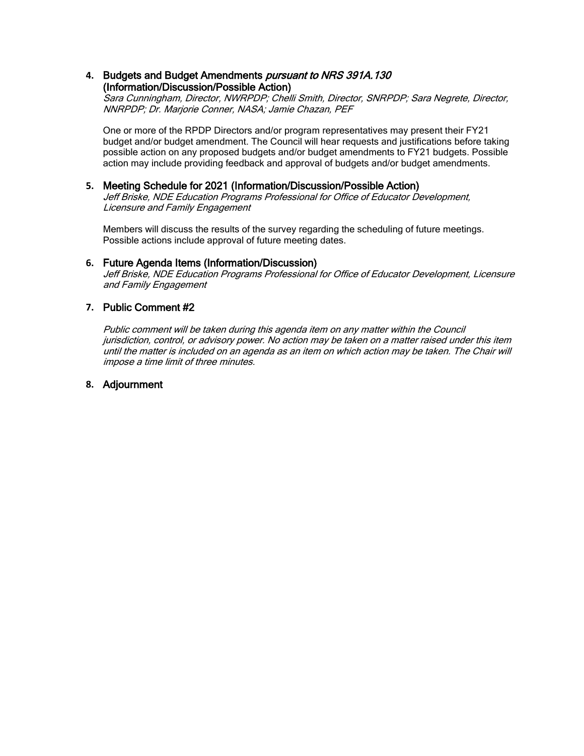4. **Budgets and Budget Amendments** ***pursuant to NRS 391A.130*** **(Information/Discussion/Possible Action)**
   *Sara Cunningham, Director, NWRPDP; Chelli Smith, Director, SNRPDP; Sara Negrete, Director, NNRPDP; Dr. Marjorie Conner, NASA; Jamie Chazan, PEF*

   One or more of the RPDP Directors and/or program representatives may present their FY21 budget and/or budget amendment. The Council will hear requests and justifications before taking possible action on any proposed budgets and/or budget amendments to FY21 budgets. Possible action may include providing feedback and approval of budgets and/or budget amendments.

5. **Meeting Schedule for 2021 (Information/Discussion/Possible Action)**
   *Jeff Briske, NDE Education Programs Professional for Office of Educator Development, Licensure and Family Engagement*

   Members will discuss the results of the survey regarding the scheduling of future meetings. Possible actions include approval of future meeting dates.

6. **Future Agenda Items (Information/Discussion)**
   *Jeff Briske, NDE Education Programs Professional for Office of Educator Development, Licensure and Family Engagement*

7. **Public Comment #2**

   *Public comment will be taken during this agenda item on any matter within the Council jurisdiction, control, or advisory power. No action may be taken on a matter raised under this item until the matter is included on an agenda as an item on which action may be taken. The Chair will impose a time limit of three minutes.*

8. **Adjournment**